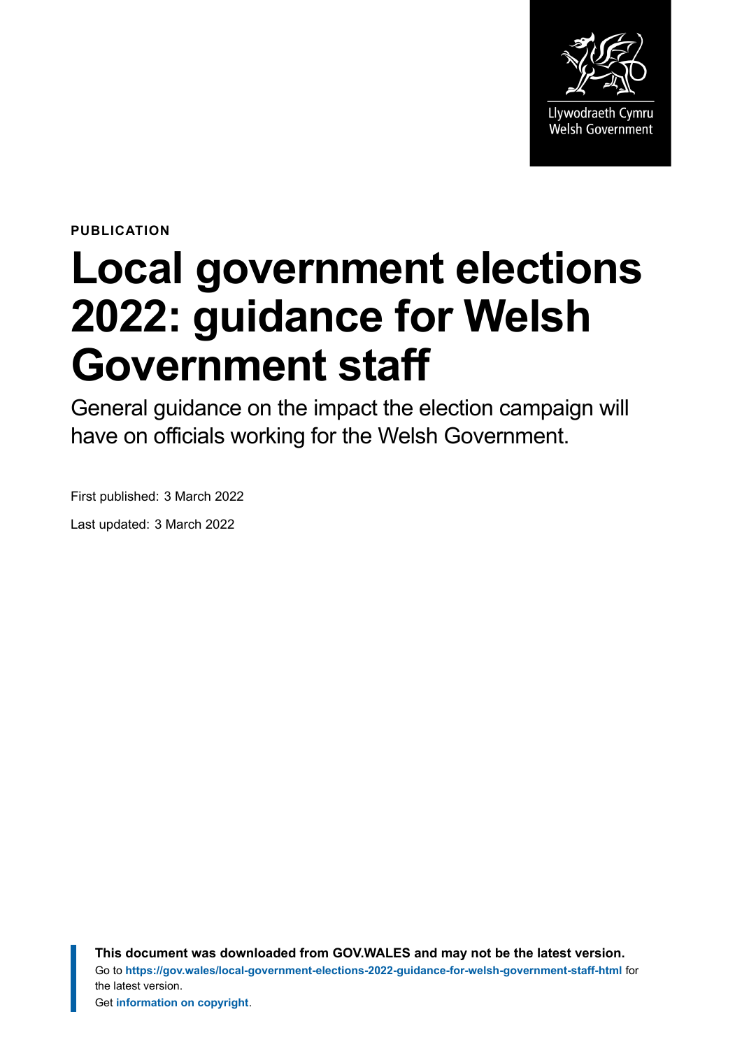Llywodraeth Cymru
Welsh Government

**PUBLICATION**

# Local government elections 2022: guidance for Welsh Government staff

General guidance on the impact the election campaign will have on officials working for the Welsh Government.

First published: 3 March 2022

Last updated: 3 March 2022

**This document was downloaded from GOV.WALES and may not be the latest version.**
Go to **https://gov.wales/local-government-elections-2022-guidance-for-welsh-government-staff-html** for the latest version.
Get **information on copyright**.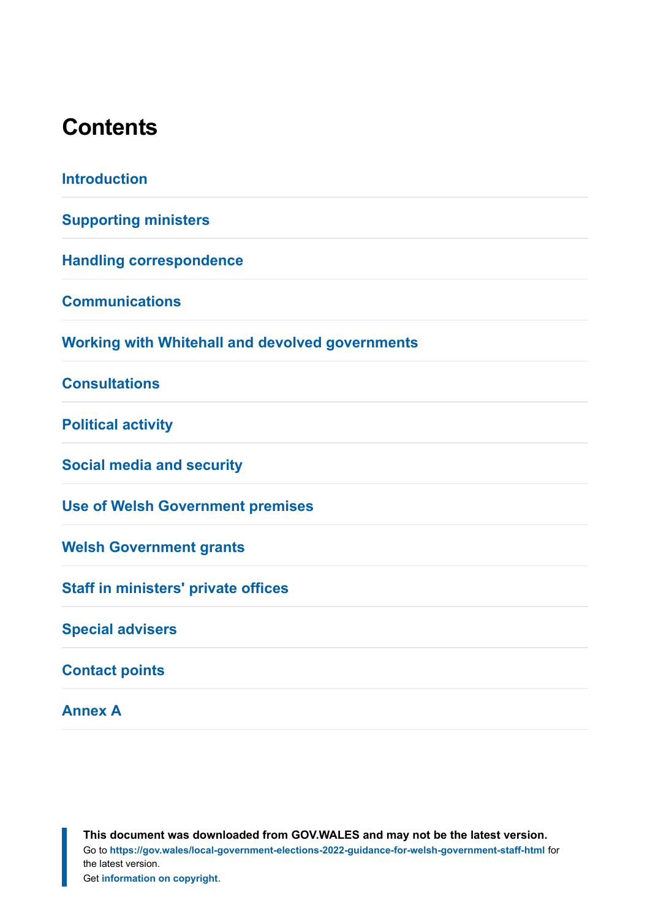## Contents

Introduction

Supporting ministers

Handling correspondence

Communications

Working with Whitehall and devolved governments

Consultations

Political activity

Social media and security

Use of Welsh Government premises

Welsh Government grants

Staff in ministers' private offices

Special advisers

Contact points

Annex A

**This document was downloaded from GOV.WALES and may not be the latest version.**
Go to **https://gov.wales/local-government-elections-2022-guidance-for-welsh-government-staff-html** for the latest version.
Get **information on copyright**.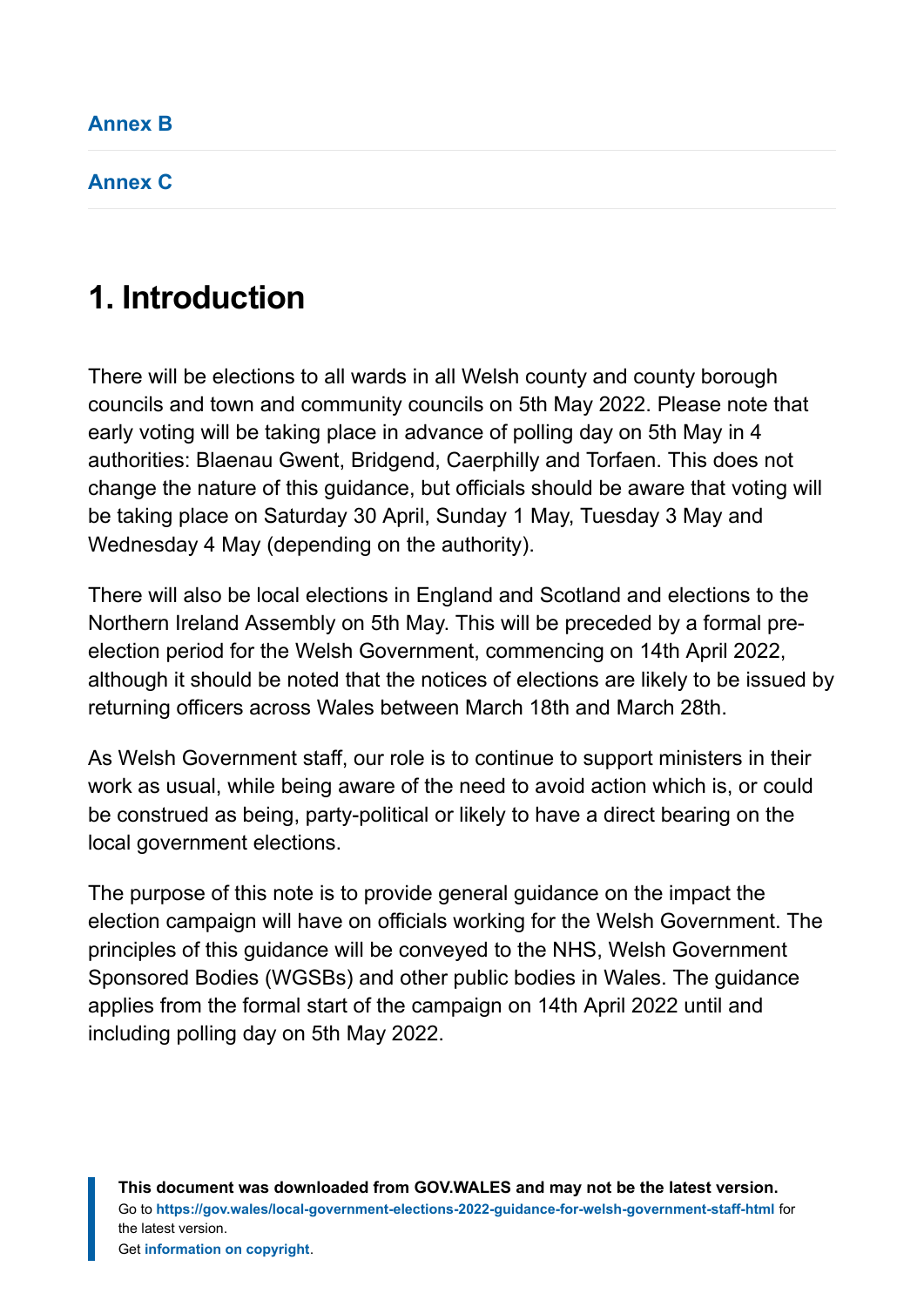Annex B

Annex C

## 1. Introduction

There will be elections to all wards in all Welsh county and county borough councils and town and community councils on 5th May 2022. Please note that early voting will be taking place in advance of polling day on 5th May in 4 authorities: Blaenau Gwent, Bridgend, Caerphilly and Torfaen. This does not change the nature of this guidance, but officials should be aware that voting will be taking place on Saturday 30 April, Sunday 1 May, Tuesday 3 May and Wednesday 4 May (depending on the authority).

There will also be local elections in England and Scotland and elections to the Northern Ireland Assembly on 5th May. This will be preceded by a formal pre-election period for the Welsh Government, commencing on 14th April 2022, although it should be noted that the notices of elections are likely to be issued by returning officers across Wales between March 18th and March 28th.

As Welsh Government staff, our role is to continue to support ministers in their work as usual, while being aware of the need to avoid action which is, or could be construed as being, party-political or likely to have a direct bearing on the local government elections.

The purpose of this note is to provide general guidance on the impact the election campaign will have on officials working for the Welsh Government. The principles of this guidance will be conveyed to the NHS, Welsh Government Sponsored Bodies (WGSBs) and other public bodies in Wales. The guidance applies from the formal start of the campaign on 14th April 2022 until and including polling day on 5th May 2022.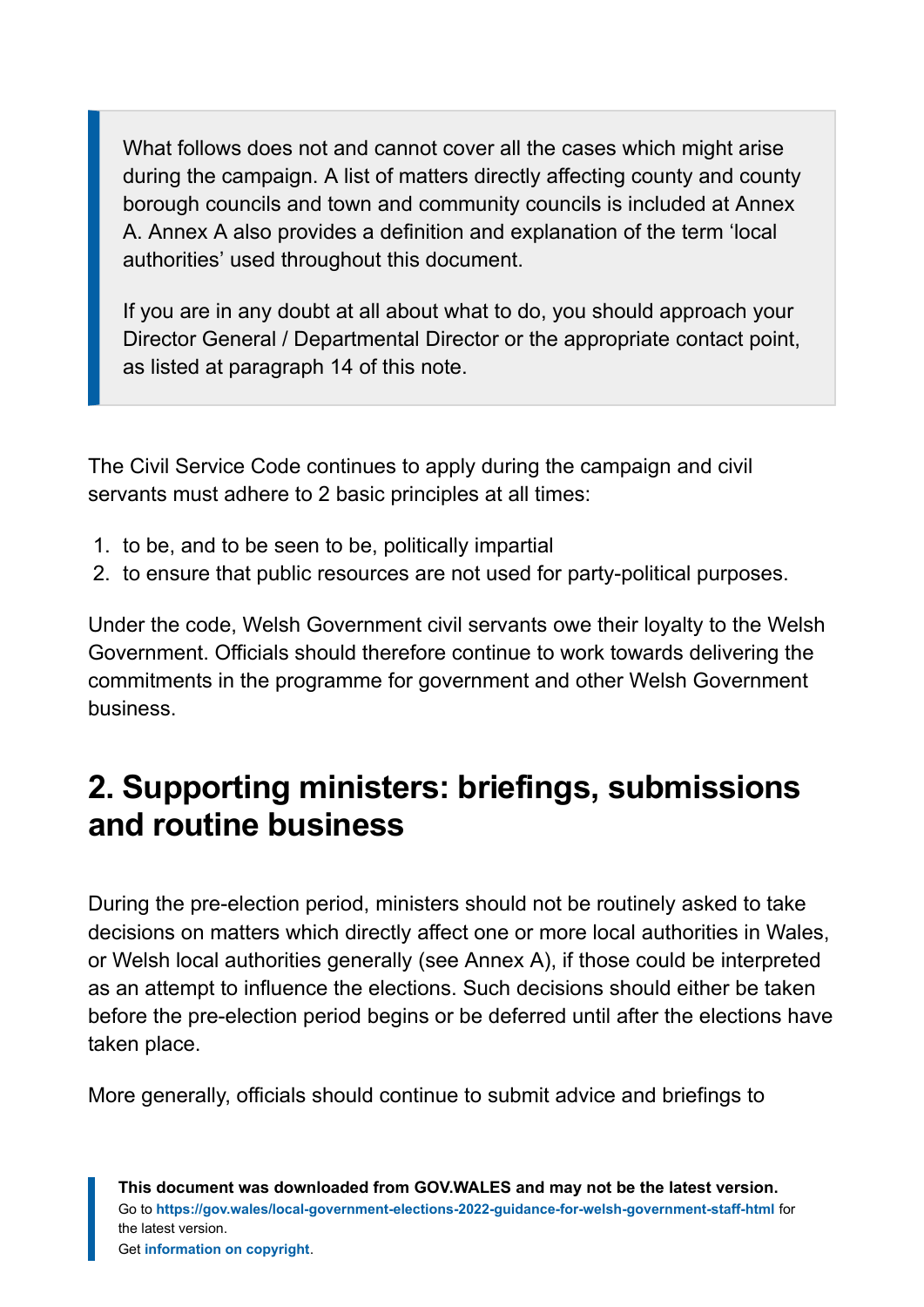> What follows does not and cannot cover all the cases which might arise during the campaign. A list of matters directly affecting county and county borough councils and town and community councils is included at Annex A. Annex A also provides a definition and explanation of the term 'local authorities' used throughout this document.
>
> If you are in any doubt at all about what to do, you should approach your Director General / Departmental Director or the appropriate contact point, as listed at paragraph 14 of this note.

The Civil Service Code continues to apply during the campaign and civil servants must adhere to 2 basic principles at all times:

1. to be, and to be seen to be, politically impartial
2. to ensure that public resources are not used for party-political purposes.

Under the code, Welsh Government civil servants owe their loyalty to the Welsh Government. Officials should therefore continue to work towards delivering the commitments in the programme for government and other Welsh Government business.

## 2. Supporting ministers: briefings, submissions and routine business

During the pre-election period, ministers should not be routinely asked to take decisions on matters which directly affect one or more local authorities in Wales, or Welsh local authorities generally (see Annex A), if those could be interpreted as an attempt to influence the elections. Such decisions should either be taken before the pre-election period begins or be deferred until after the elections have taken place.

More generally, officials should continue to submit advice and briefings to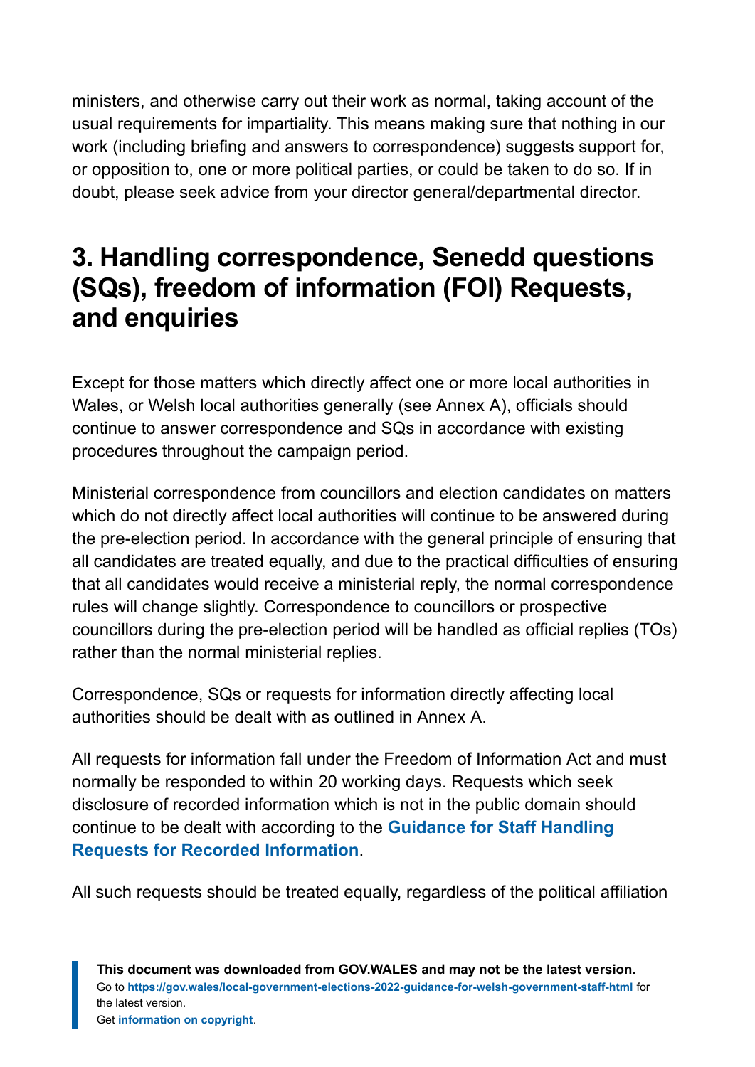ministers, and otherwise carry out their work as normal, taking account of the usual requirements for impartiality. This means making sure that nothing in our work (including briefing and answers to correspondence) suggests support for, or opposition to, one or more political parties, or could be taken to do so. If in doubt, please seek advice from your director general/departmental director.

## 3. Handling correspondence, Senedd questions (SQs), freedom of information (FOI) Requests, and enquiries

Except for those matters which directly affect one or more local authorities in Wales, or Welsh local authorities generally (see Annex A), officials should continue to answer correspondence and SQs in accordance with existing procedures throughout the campaign period.

Ministerial correspondence from councillors and election candidates on matters which do not directly affect local authorities will continue to be answered during the pre-election period. In accordance with the general principle of ensuring that all candidates are treated equally, and due to the practical difficulties of ensuring that all candidates would receive a ministerial reply, the normal correspondence rules will change slightly. Correspondence to councillors or prospective councillors during the pre-election period will be handled as official replies (TOs) rather than the normal ministerial replies.

Correspondence, SQs or requests for information directly affecting local authorities should be dealt with as outlined in Annex A.

All requests for information fall under the Freedom of Information Act and must normally be responded to within 20 working days. Requests which seek disclosure of recorded information which is not in the public domain should continue to be dealt with according to the **Guidance for Staff Handling Requests for Recorded Information**.

All such requests should be treated equally, regardless of the political affiliation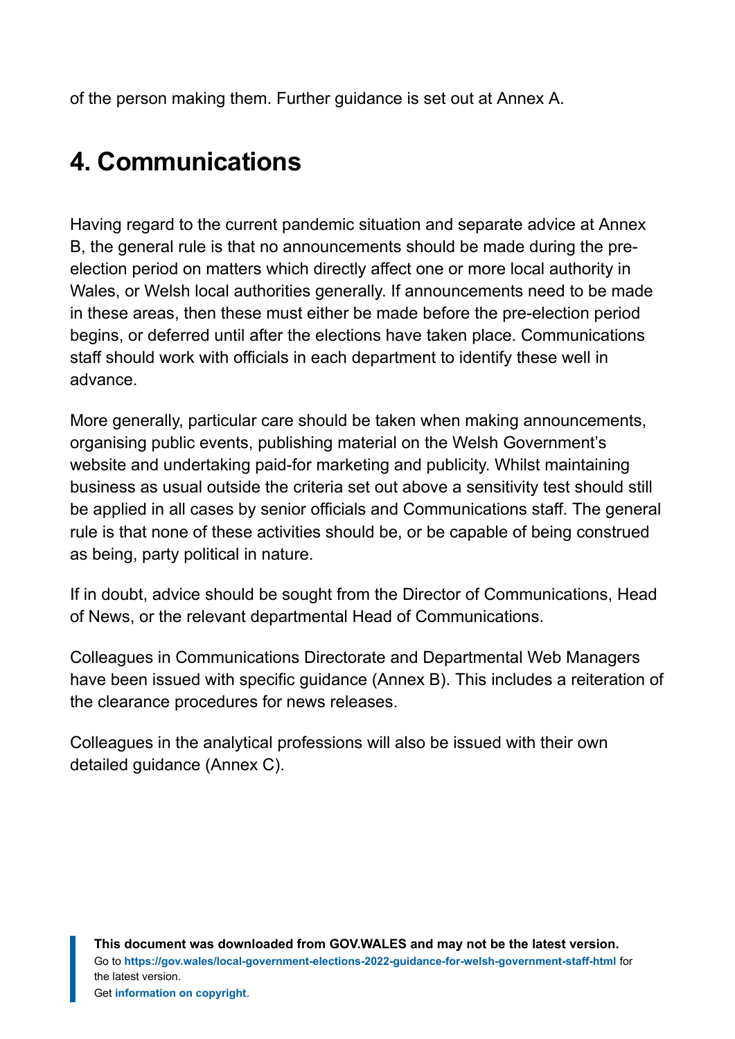of the person making them. Further guidance is set out at Annex A.

## 4. Communications

Having regard to the current pandemic situation and separate advice at Annex B, the general rule is that no announcements should be made during the pre-election period on matters which directly affect one or more local authority in Wales, or Welsh local authorities generally. If announcements need to be made in these areas, then these must either be made before the pre-election period begins, or deferred until after the elections have taken place. Communications staff should work with officials in each department to identify these well in advance.

More generally, particular care should be taken when making announcements, organising public events, publishing material on the Welsh Government's website and undertaking paid-for marketing and publicity. Whilst maintaining business as usual outside the criteria set out above a sensitivity test should still be applied in all cases by senior officials and Communications staff. The general rule is that none of these activities should be, or be capable of being construed as being, party political in nature.

If in doubt, advice should be sought from the Director of Communications, Head of News, or the relevant departmental Head of Communications.

Colleagues in Communications Directorate and Departmental Web Managers have been issued with specific guidance (Annex B). This includes a reiteration of the clearance procedures for news releases.

Colleagues in the analytical professions will also be issued with their own detailed guidance (Annex C).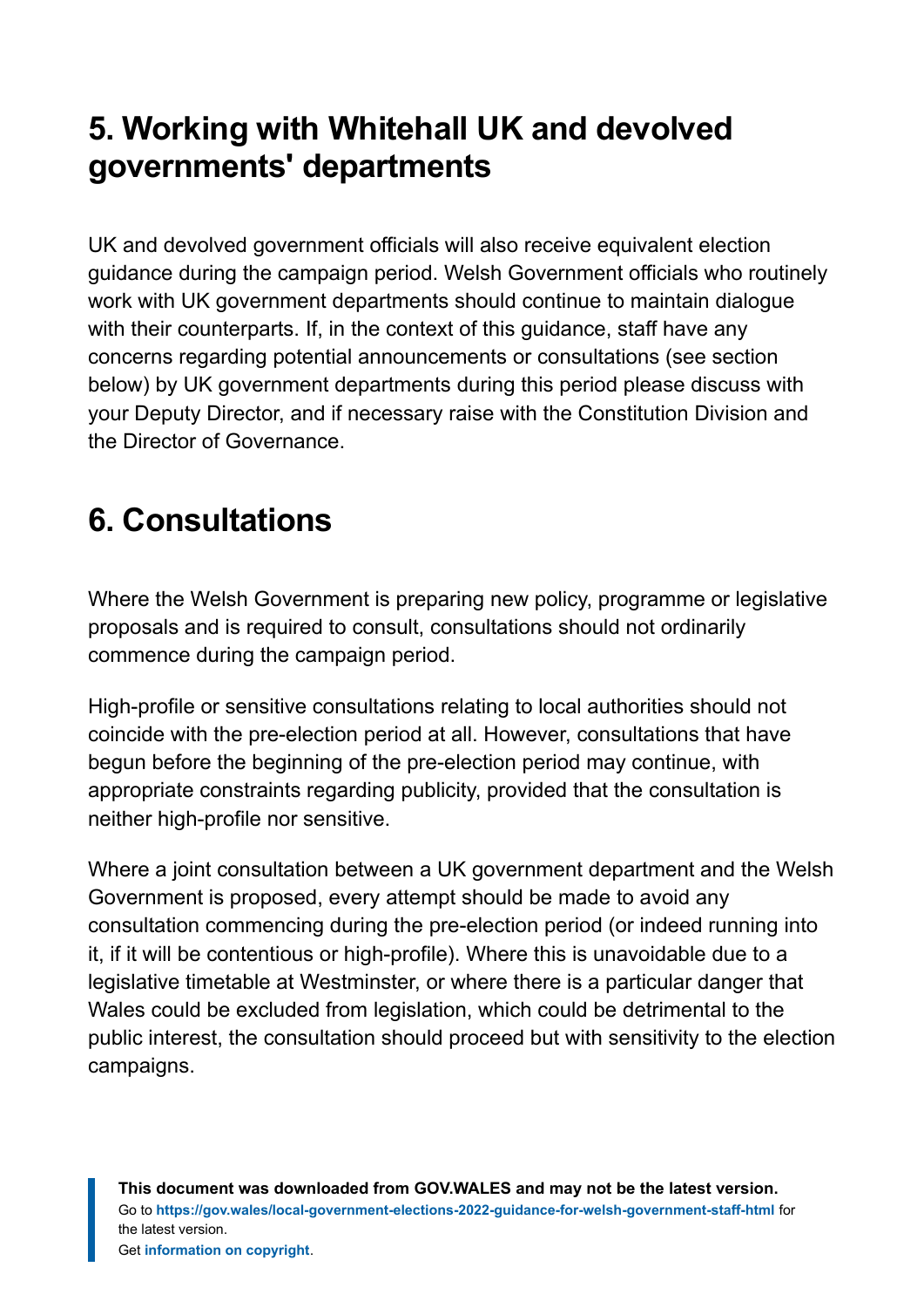## 5. Working with Whitehall UK and devolved governments' departments

UK and devolved government officials will also receive equivalent election guidance during the campaign period. Welsh Government officials who routinely work with UK government departments should continue to maintain dialogue with their counterparts. If, in the context of this guidance, staff have any concerns regarding potential announcements or consultations (see section below) by UK government departments during this period please discuss with your Deputy Director, and if necessary raise with the Constitution Division and the Director of Governance.

## 6. Consultations

Where the Welsh Government is preparing new policy, programme or legislative proposals and is required to consult, consultations should not ordinarily commence during the campaign period.

High-profile or sensitive consultations relating to local authorities should not coincide with the pre-election period at all. However, consultations that have begun before the beginning of the pre-election period may continue, with appropriate constraints regarding publicity, provided that the consultation is neither high-profile nor sensitive.

Where a joint consultation between a UK government department and the Welsh Government is proposed, every attempt should be made to avoid any consultation commencing during the pre-election period (or indeed running into it, if it will be contentious or high-profile). Where this is unavoidable due to a legislative timetable at Westminster, or where there is a particular danger that Wales could be excluded from legislation, which could be detrimental to the public interest, the consultation should proceed but with sensitivity to the election campaigns.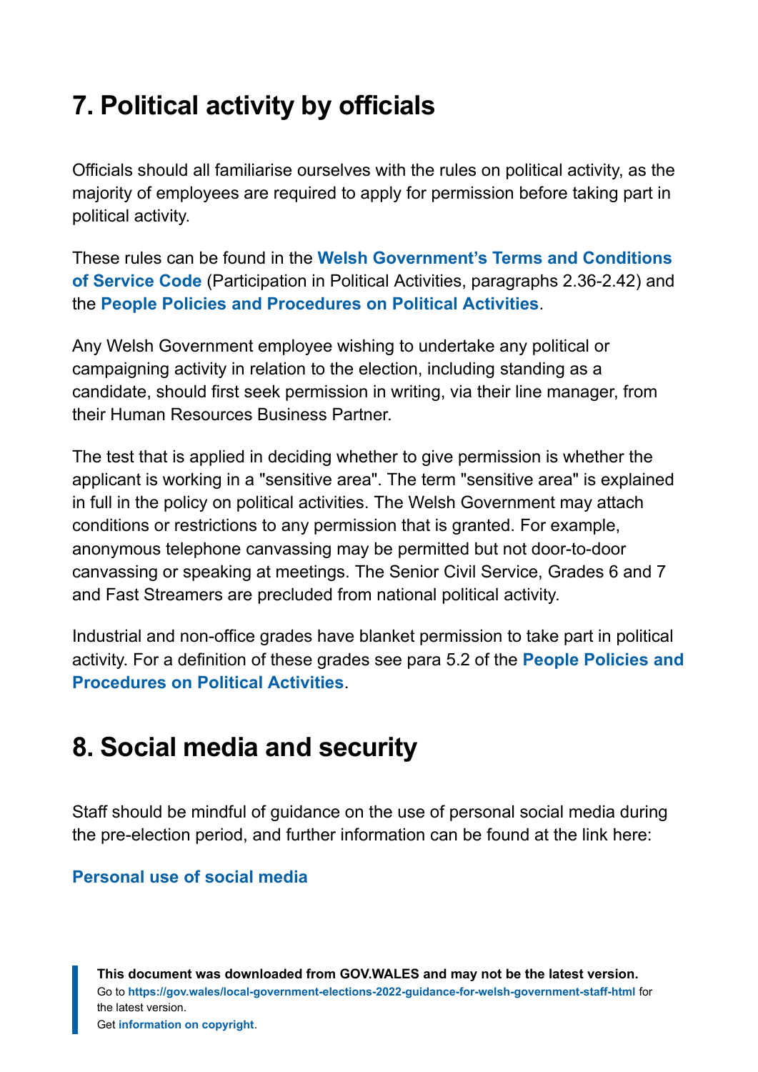## 7. Political activity by officials

Officials should all familiarise ourselves with the rules on political activity, as the majority of employees are required to apply for permission before taking part in political activity.

These rules can be found in the **Welsh Government's Terms and Conditions of Service Code** (Participation in Political Activities, paragraphs 2.36-2.42) and the **People Policies and Procedures on Political Activities**.

Any Welsh Government employee wishing to undertake any political or campaigning activity in relation to the election, including standing as a candidate, should first seek permission in writing, via their line manager, from their Human Resources Business Partner.

The test that is applied in deciding whether to give permission is whether the applicant is working in a "sensitive area". The term "sensitive area" is explained in full in the policy on political activities. The Welsh Government may attach conditions or restrictions to any permission that is granted. For example, anonymous telephone canvassing may be permitted but not door-to-door canvassing or speaking at meetings. The Senior Civil Service, Grades 6 and 7 and Fast Streamers are precluded from national political activity.

Industrial and non-office grades have blanket permission to take part in political activity. For a definition of these grades see para 5.2 of the **People Policies and Procedures on Political Activities**.

## 8. Social media and security

Staff should be mindful of guidance on the use of personal social media during the pre-election period, and further information can be found at the link here:

**Personal use of social media**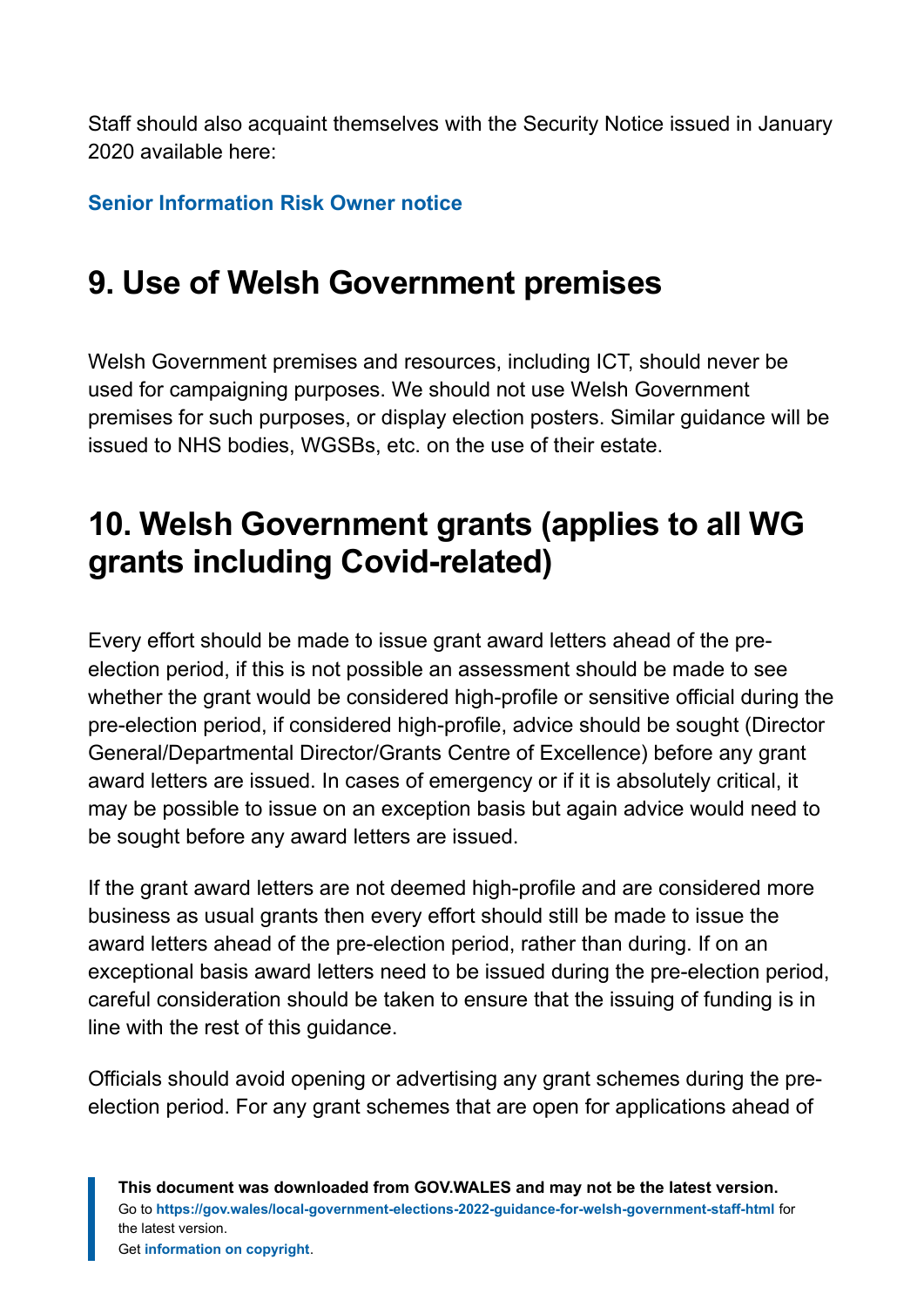Staff should also acquaint themselves with the Security Notice issued in January 2020 available here:

**Senior Information Risk Owner notice**

## 9. Use of Welsh Government premises

Welsh Government premises and resources, including ICT, should never be used for campaigning purposes. We should not use Welsh Government premises for such purposes, or display election posters. Similar guidance will be issued to NHS bodies, WGSBs, etc. on the use of their estate.

## 10. Welsh Government grants (applies to all WG grants including Covid-related)

Every effort should be made to issue grant award letters ahead of the pre-election period, if this is not possible an assessment should be made to see whether the grant would be considered high-profile or sensitive official during the pre-election period, if considered high-profile, advice should be sought (Director General/Departmental Director/Grants Centre of Excellence) before any grant award letters are issued. In cases of emergency or if it is absolutely critical, it may be possible to issue on an exception basis but again advice would need to be sought before any award letters are issued.

If the grant award letters are not deemed high-profile and are considered more business as usual grants then every effort should still be made to issue the award letters ahead of the pre-election period, rather than during. If on an exceptional basis award letters need to be issued during the pre-election period, careful consideration should be taken to ensure that the issuing of funding is in line with the rest of this guidance.

Officials should avoid opening or advertising any grant schemes during the pre-election period. For any grant schemes that are open for applications ahead of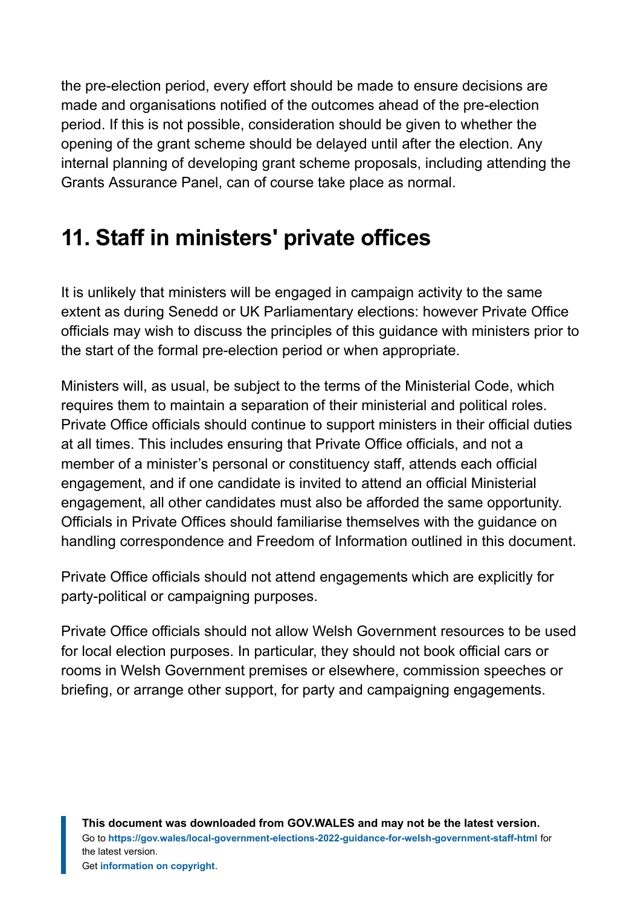the pre-election period, every effort should be made to ensure decisions are made and organisations notified of the outcomes ahead of the pre-election period. If this is not possible, consideration should be given to whether the opening of the grant scheme should be delayed until after the election. Any internal planning of developing grant scheme proposals, including attending the Grants Assurance Panel, can of course take place as normal.

## 11. Staff in ministers' private offices

It is unlikely that ministers will be engaged in campaign activity to the same extent as during Senedd or UK Parliamentary elections: however Private Office officials may wish to discuss the principles of this guidance with ministers prior to the start of the formal pre-election period or when appropriate.

Ministers will, as usual, be subject to the terms of the Ministerial Code, which requires them to maintain a separation of their ministerial and political roles. Private Office officials should continue to support ministers in their official duties at all times. This includes ensuring that Private Office officials, and not a member of a minister's personal or constituency staff, attends each official engagement, and if one candidate is invited to attend an official Ministerial engagement, all other candidates must also be afforded the same opportunity. Officials in Private Offices should familiarise themselves with the guidance on handling correspondence and Freedom of Information outlined in this document.

Private Office officials should not attend engagements which are explicitly for party-political or campaigning purposes.

Private Office officials should not allow Welsh Government resources to be used for local election purposes. In particular, they should not book official cars or rooms in Welsh Government premises or elsewhere, commission speeches or briefing, or arrange other support, for party and campaigning engagements.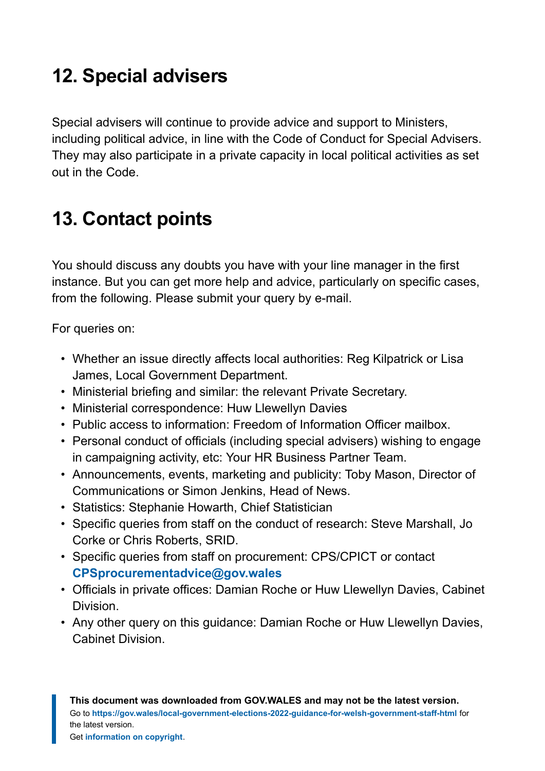## 12. Special advisers

Special advisers will continue to provide advice and support to Ministers, including political advice, in line with the Code of Conduct for Special Advisers. They may also participate in a private capacity in local political activities as set out in the Code.

## 13. Contact points

You should discuss any doubts you have with your line manager in the first instance. But you can get more help and advice, particularly on specific cases, from the following. Please submit your query by e-mail.

For queries on:

- Whether an issue directly affects local authorities: Reg Kilpatrick or Lisa James, Local Government Department.
- Ministerial briefing and similar: the relevant Private Secretary.
- Ministerial correspondence: Huw Llewellyn Davies
- Public access to information: Freedom of Information Officer mailbox.
- Personal conduct of officials (including special advisers) wishing to engage in campaigning activity, etc: Your HR Business Partner Team.
- Announcements, events, marketing and publicity: Toby Mason, Director of Communications or Simon Jenkins, Head of News.
- Statistics: Stephanie Howarth, Chief Statistician
- Specific queries from staff on the conduct of research: Steve Marshall, Jo Corke or Chris Roberts, SRID.
- Specific queries from staff on procurement: CPS/CPICT or contact **CPSprocurementadvice@gov.wales**
- Officials in private offices: Damian Roche or Huw Llewellyn Davies, Cabinet Division.
- Any other query on this guidance: Damian Roche or Huw Llewellyn Davies, Cabinet Division.

**This document was downloaded from GOV.WALES and may not be the latest version.**
Go to **https://gov.wales/local-government-elections-2022-guidance-for-welsh-government-staff-html** for the latest version.
Get **information on copyright**.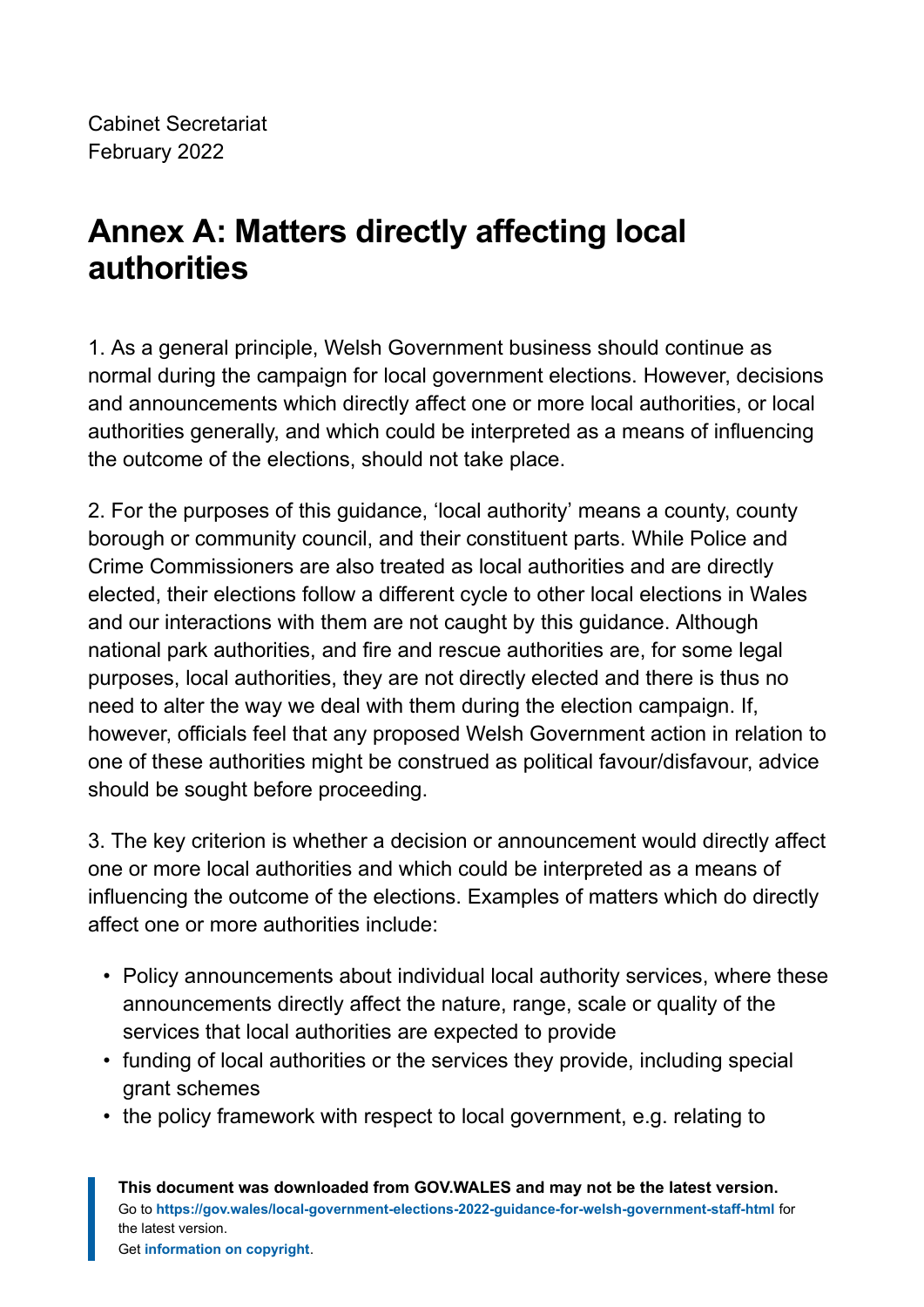Cabinet Secretariat
February 2022

# Annex A: Matters directly affecting local authorities

1. As a general principle, Welsh Government business should continue as normal during the campaign for local government elections. However, decisions and announcements which directly affect one or more local authorities, or local authorities generally, and which could be interpreted as a means of influencing the outcome of the elections, should not take place.

2. For the purposes of this guidance, 'local authority' means a county, county borough or community council, and their constituent parts. While Police and Crime Commissioners are also treated as local authorities and are directly elected, their elections follow a different cycle to other local elections in Wales and our interactions with them are not caught by this guidance. Although national park authorities, and fire and rescue authorities are, for some legal purposes, local authorities, they are not directly elected and there is thus no need to alter the way we deal with them during the election campaign. If, however, officials feel that any proposed Welsh Government action in relation to one of these authorities might be construed as political favour/disfavour, advice should be sought before proceeding.

3. The key criterion is whether a decision or announcement would directly affect one or more local authorities and which could be interpreted as a means of influencing the outcome of the elections. Examples of matters which do directly affect one or more authorities include:

- Policy announcements about individual local authority services, where these announcements directly affect the nature, range, scale or quality of the services that local authorities are expected to provide
- funding of local authorities or the services they provide, including special grant schemes
- the policy framework with respect to local government, e.g. relating to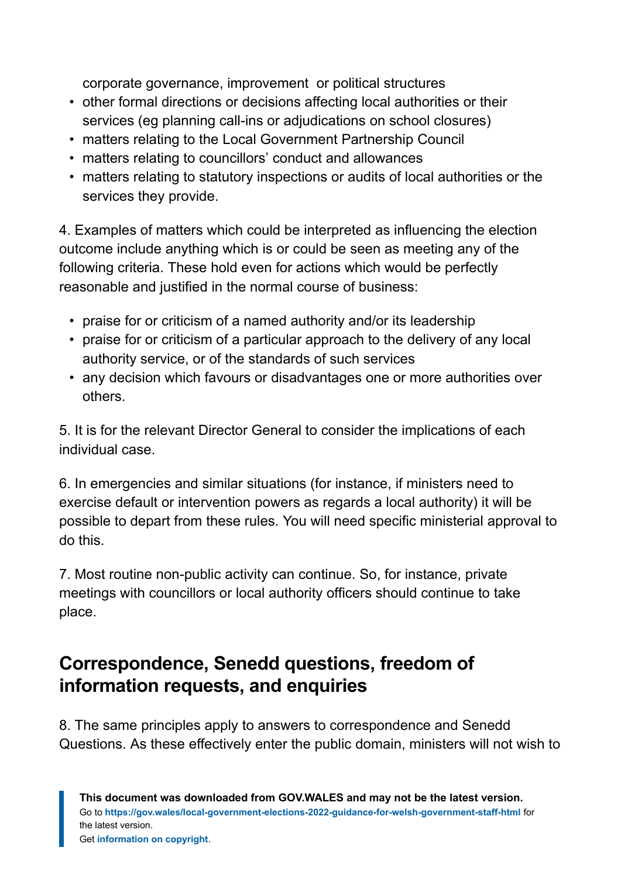corporate governance, improvement  or political structures

- other formal directions or decisions affecting local authorities or their services (eg planning call-ins or adjudications on school closures)
- matters relating to the Local Government Partnership Council
- matters relating to councillors' conduct and allowances
- matters relating to statutory inspections or audits of local authorities or the services they provide.

4. Examples of matters which could be interpreted as influencing the election outcome include anything which is or could be seen as meeting any of the following criteria. These hold even for actions which would be perfectly reasonable and justified in the normal course of business:

- praise for or criticism of a named authority and/or its leadership
- praise for or criticism of a particular approach to the delivery of any local authority service, or of the standards of such services
- any decision which favours or disadvantages one or more authorities over others.

5. It is for the relevant Director General to consider the implications of each individual case.

6. In emergencies and similar situations (for instance, if ministers need to exercise default or intervention powers as regards a local authority) it will be possible to depart from these rules. You will need specific ministerial approval to do this.

7. Most routine non-public activity can continue. So, for instance, private meetings with councillors or local authority officers should continue to take place.

## Correspondence, Senedd questions, freedom of information requests, and enquiries

8. The same principles apply to answers to correspondence and Senedd Questions. As these effectively enter the public domain, ministers will not wish to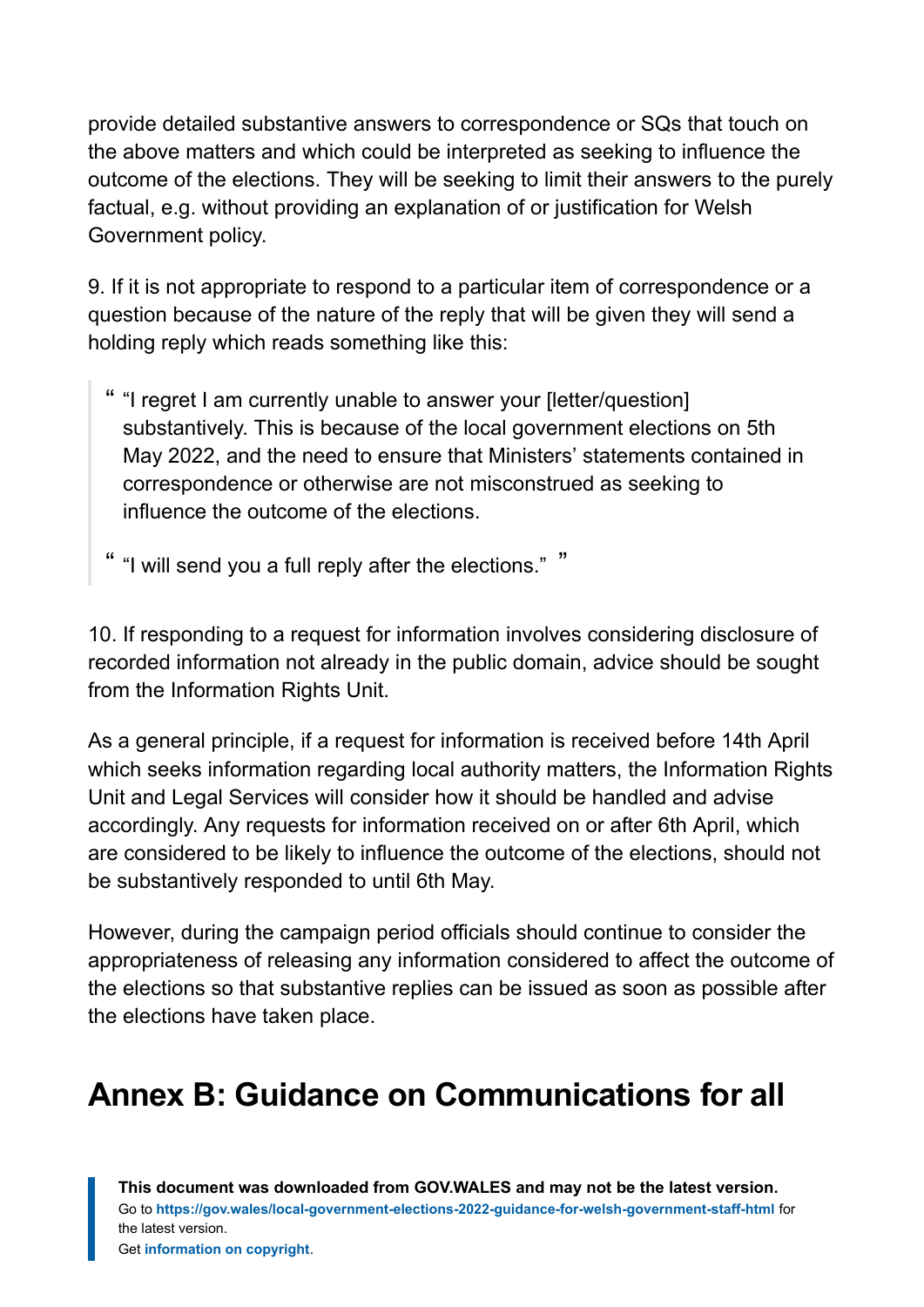provide detailed substantive answers to correspondence or SQs that touch on the above matters and which could be interpreted as seeking to influence the outcome of the elections. They will be seeking to limit their answers to the purely factual, e.g. without providing an explanation of or justification for Welsh Government policy.

9. If it is not appropriate to respond to a particular item of correspondence or a question because of the nature of the reply that will be given they will send a holding reply which reads something like this:

> "I regret I am currently unable to answer your [letter/question] substantively. This is because of the local government elections on 5th May 2022, and the need to ensure that Ministers' statements contained in correspondence or otherwise are not misconstrued as seeking to influence the outcome of the elections.
>
> "I will send you a full reply after the elections."

10. If responding to a request for information involves considering disclosure of recorded information not already in the public domain, advice should be sought from the Information Rights Unit.

As a general principle, if a request for information is received before 14th April which seeks information regarding local authority matters, the Information Rights Unit and Legal Services will consider how it should be handled and advise accordingly. Any requests for information received on or after 6th April, which are considered to be likely to influence the outcome of the elections, should not be substantively responded to until 6th May.

However, during the campaign period officials should continue to consider the appropriateness of releasing any information considered to affect the outcome of the elections so that substantive replies can be issued as soon as possible after the elections have taken place.

## Annex B: Guidance on Communications for all

> **This document was downloaded from GOV.WALES and may not be the latest version.**
> Go to **https://gov.wales/local-government-elections-2022-guidance-for-welsh-government-staff-html** for the latest version.
> Get **information on copyright**.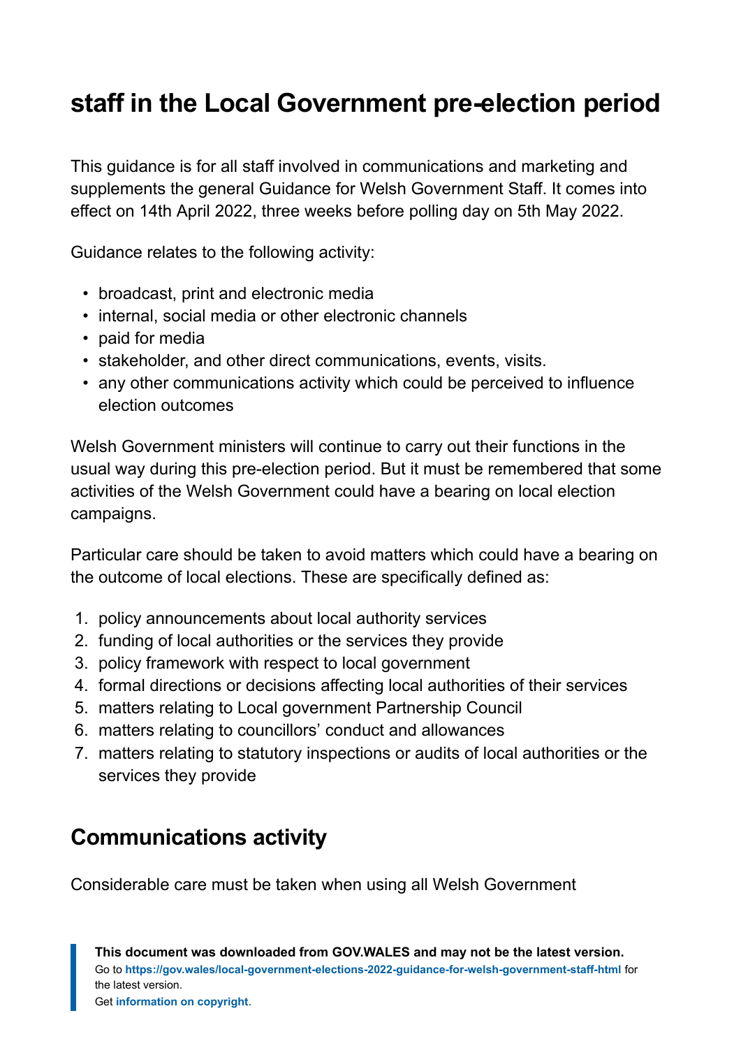## staff in the Local Government pre-election period

This guidance is for all staff involved in communications and marketing and supplements the general Guidance for Welsh Government Staff. It comes into effect on 14th April 2022, three weeks before polling day on 5th May 2022.

Guidance relates to the following activity:

- broadcast, print and electronic media
- internal, social media or other electronic channels
- paid for media
- stakeholder, and other direct communications, events, visits.
- any other communications activity which could be perceived to influence election outcomes

Welsh Government ministers will continue to carry out their functions in the usual way during this pre-election period. But it must be remembered that some activities of the Welsh Government could have a bearing on local election campaigns.

Particular care should be taken to avoid matters which could have a bearing on the outcome of local elections. These are specifically defined as:

1. policy announcements about local authority services
2. funding of local authorities or the services they provide
3. policy framework with respect to local government
4. formal directions or decisions affecting local authorities of their services
5. matters relating to Local government Partnership Council
6. matters relating to councillors' conduct and allowances
7. matters relating to statutory inspections or audits of local authorities or the services they provide

## Communications activity

Considerable care must be taken when using all Welsh Government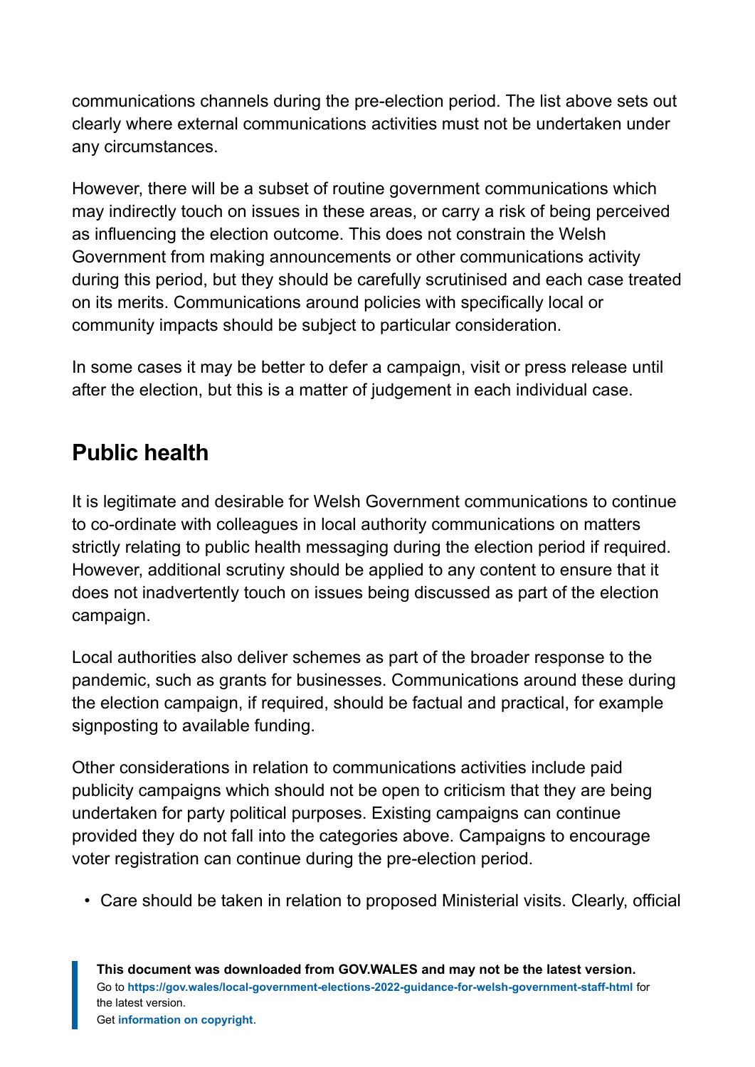communications channels during the pre-election period. The list above sets out clearly where external communications activities must not be undertaken under any circumstances.

However, there will be a subset of routine government communications which may indirectly touch on issues in these areas, or carry a risk of being perceived as influencing the election outcome. This does not constrain the Welsh Government from making announcements or other communications activity during this period, but they should be carefully scrutinised and each case treated on its merits. Communications around policies with specifically local or community impacts should be subject to particular consideration.

In some cases it may be better to defer a campaign, visit or press release until after the election, but this is a matter of judgement in each individual case.

## Public health

It is legitimate and desirable for Welsh Government communications to continue to co-ordinate with colleagues in local authority communications on matters strictly relating to public health messaging during the election period if required. However, additional scrutiny should be applied to any content to ensure that it does not inadvertently touch on issues being discussed as part of the election campaign.

Local authorities also deliver schemes as part of the broader response to the pandemic, such as grants for businesses. Communications around these during the election campaign, if required, should be factual and practical, for example signposting to available funding.

Other considerations in relation to communications activities include paid publicity campaigns which should not be open to criticism that they are being undertaken for party political purposes. Existing campaigns can continue provided they do not fall into the categories above. Campaigns to encourage voter registration can continue during the pre-election period.

- Care should be taken in relation to proposed Ministerial visits. Clearly, official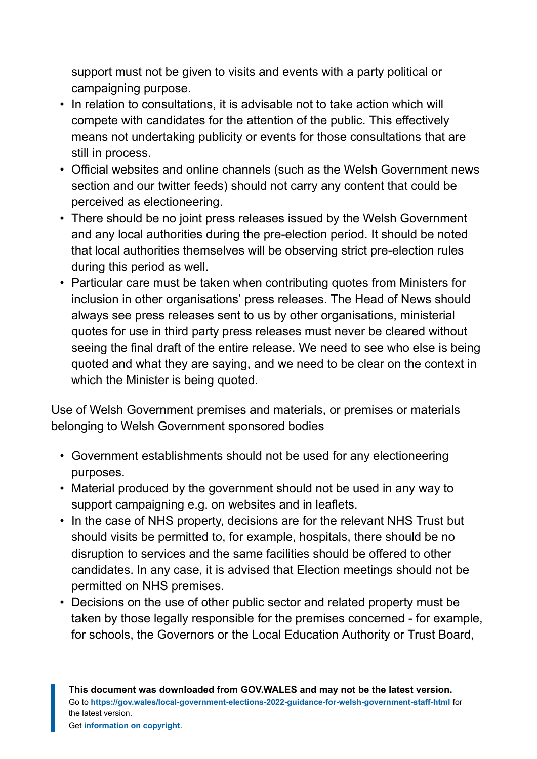support must not be given to visits and events with a party political or campaigning purpose.

- In relation to consultations, it is advisable not to take action which will compete with candidates for the attention of the public. This effectively means not undertaking publicity or events for those consultations that are still in process.
- Official websites and online channels (such as the Welsh Government news section and our twitter feeds) should not carry any content that could be perceived as electioneering.
- There should be no joint press releases issued by the Welsh Government and any local authorities during the pre-election period. It should be noted that local authorities themselves will be observing strict pre-election rules during this period as well.
- Particular care must be taken when contributing quotes from Ministers for inclusion in other organisations' press releases. The Head of News should always see press releases sent to us by other organisations, ministerial quotes for use in third party press releases must never be cleared without seeing the final draft of the entire release. We need to see who else is being quoted and what they are saying, and we need to be clear on the context in which the Minister is being quoted.

Use of Welsh Government premises and materials, or premises or materials belonging to Welsh Government sponsored bodies

- Government establishments should not be used for any electioneering purposes.
- Material produced by the government should not be used in any way to support campaigning e.g. on websites and in leaflets.
- In the case of NHS property, decisions are for the relevant NHS Trust but should visits be permitted to, for example, hospitals, there should be no disruption to services and the same facilities should be offered to other candidates. In any case, it is advised that Election meetings should not be permitted on NHS premises.
- Decisions on the use of other public sector and related property must be taken by those legally responsible for the premises concerned - for example, for schools, the Governors or the Local Education Authority or Trust Board,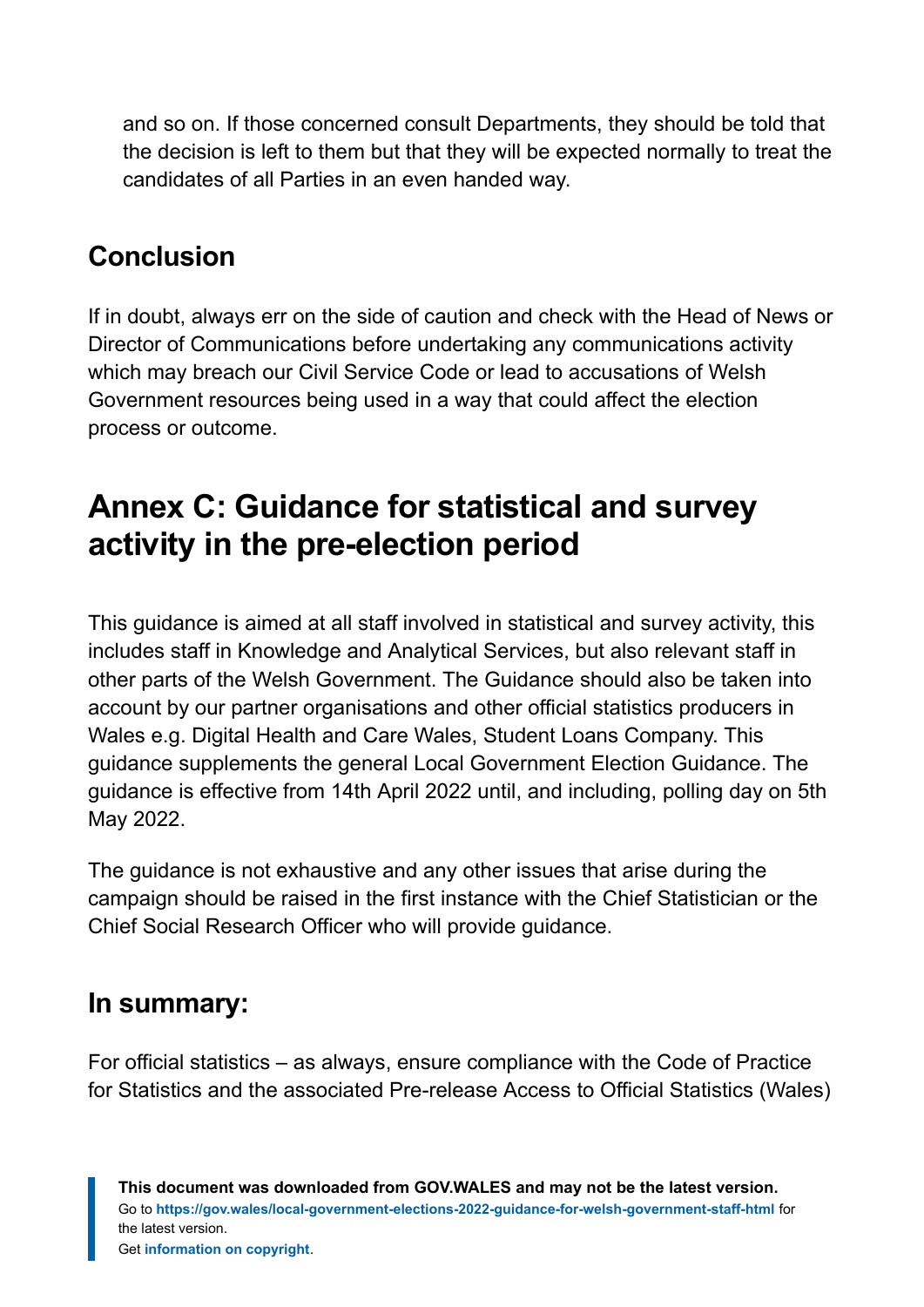and so on. If those concerned consult Departments, they should be told that the decision is left to them but that they will be expected normally to treat the candidates of all Parties in an even handed way.

## Conclusion

If in doubt, always err on the side of caution and check with the Head of News or Director of Communications before undertaking any communications activity which may breach our Civil Service Code or lead to accusations of Welsh Government resources being used in a way that could affect the election process or outcome.

# Annex C: Guidance for statistical and survey activity in the pre-election period

This guidance is aimed at all staff involved in statistical and survey activity, this includes staff in Knowledge and Analytical Services, but also relevant staff in other parts of the Welsh Government. The Guidance should also be taken into account by our partner organisations and other official statistics producers in Wales e.g. Digital Health and Care Wales, Student Loans Company. This guidance supplements the general Local Government Election Guidance. The guidance is effective from 14th April 2022 until, and including, polling day on 5th May 2022.

The guidance is not exhaustive and any other issues that arise during the campaign should be raised in the first instance with the Chief Statistician or the Chief Social Research Officer who will provide guidance.

## In summary:

For official statistics – as always, ensure compliance with the Code of Practice for Statistics and the associated Pre-release Access to Official Statistics (Wales)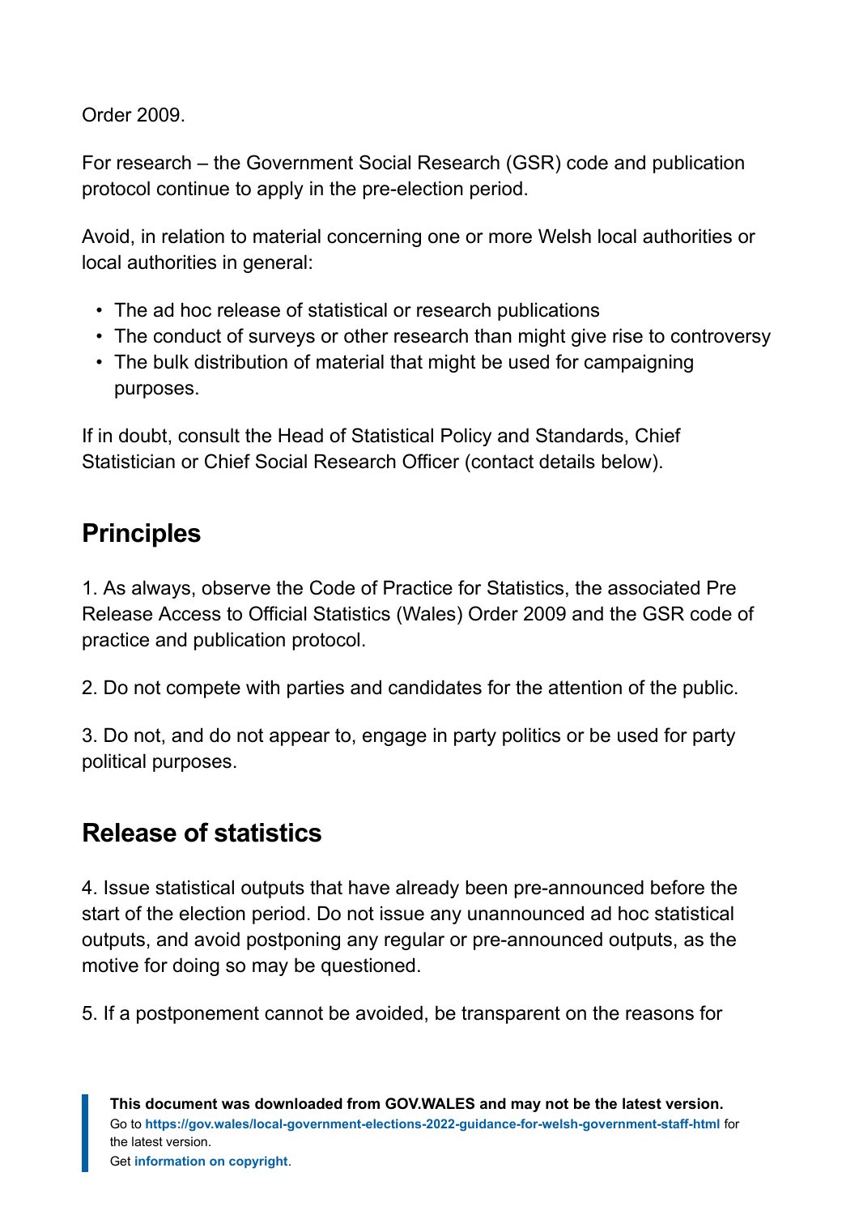Order 2009.

For research – the Government Social Research (GSR) code and publication protocol continue to apply in the pre-election period.

Avoid, in relation to material concerning one or more Welsh local authorities or local authorities in general:

- The ad hoc release of statistical or research publications
- The conduct of surveys or other research than might give rise to controversy
- The bulk distribution of material that might be used for campaigning purposes.

If in doubt, consult the Head of Statistical Policy and Standards, Chief Statistician or Chief Social Research Officer (contact details below).

## Principles

1. As always, observe the Code of Practice for Statistics, the associated Pre Release Access to Official Statistics (Wales) Order 2009 and the GSR code of practice and publication protocol.

2. Do not compete with parties and candidates for the attention of the public.

3. Do not, and do not appear to, engage in party politics or be used for party political purposes.

## Release of statistics

4. Issue statistical outputs that have already been pre-announced before the start of the election period. Do not issue any unannounced ad hoc statistical outputs, and avoid postponing any regular or pre-announced outputs, as the motive for doing so may be questioned.

5. If a postponement cannot be avoided, be transparent on the reasons for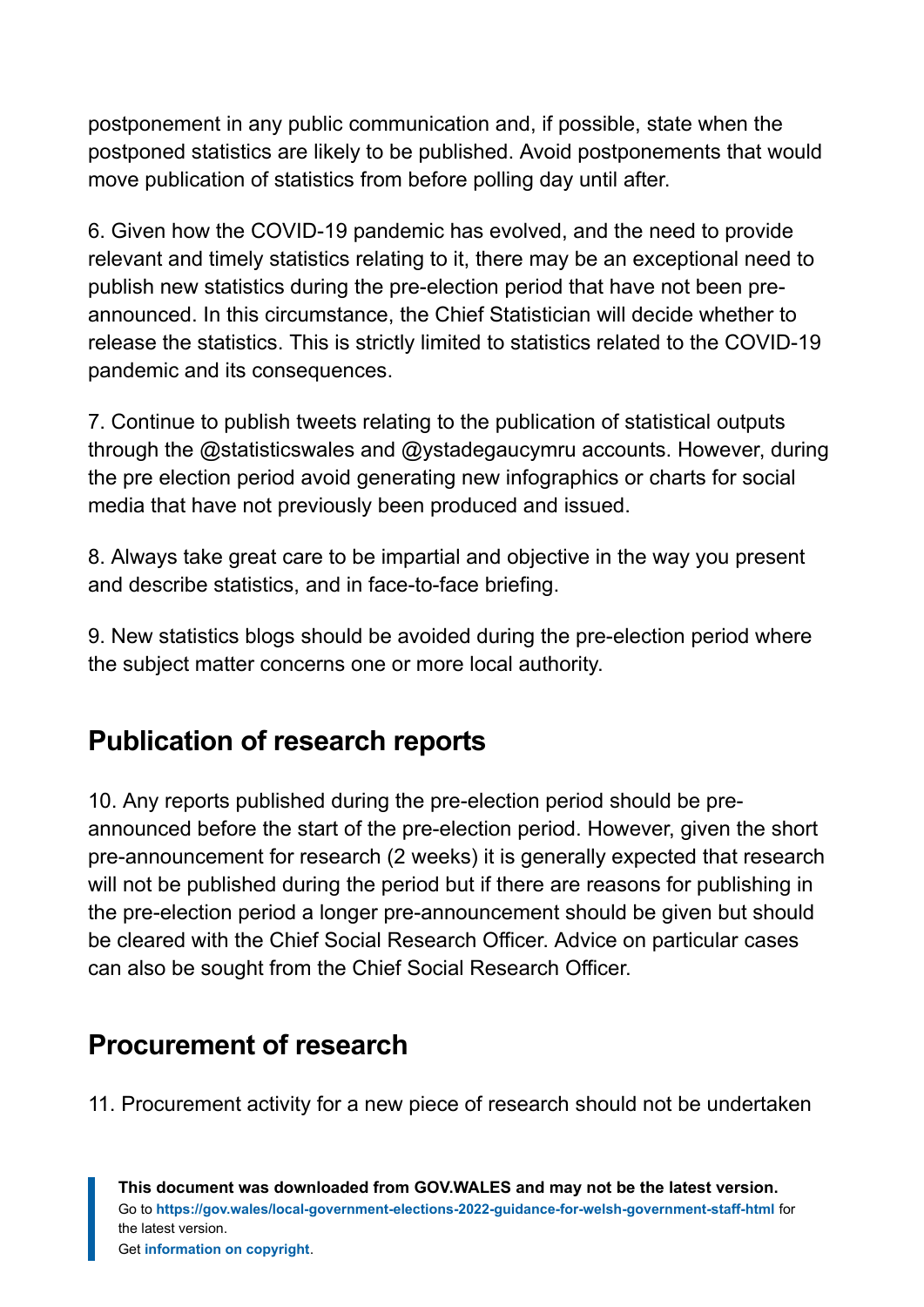postponement in any public communication and, if possible, state when the postponed statistics are likely to be published. Avoid postponements that would move publication of statistics from before polling day until after.

6. Given how the COVID-19 pandemic has evolved, and the need to provide relevant and timely statistics relating to it, there may be an exceptional need to publish new statistics during the pre-election period that have not been pre-announced. In this circumstance, the Chief Statistician will decide whether to release the statistics. This is strictly limited to statistics related to the COVID-19 pandemic and its consequences.

7. Continue to publish tweets relating to the publication of statistical outputs through the @statisticswales and @ystadegaucymru accounts. However, during the pre election period avoid generating new infographics or charts for social media that have not previously been produced and issued.

8. Always take great care to be impartial and objective in the way you present and describe statistics, and in face-to-face briefing.

9. New statistics blogs should be avoided during the pre-election period where the subject matter concerns one or more local authority.

## Publication of research reports

10. Any reports published during the pre-election period should be pre-announced before the start of the pre-election period. However, given the short pre-announcement for research (2 weeks) it is generally expected that research will not be published during the period but if there are reasons for publishing in the pre-election period a longer pre-announcement should be given but should be cleared with the Chief Social Research Officer. Advice on particular cases can also be sought from the Chief Social Research Officer.

## Procurement of research

11. Procurement activity for a new piece of research should not be undertaken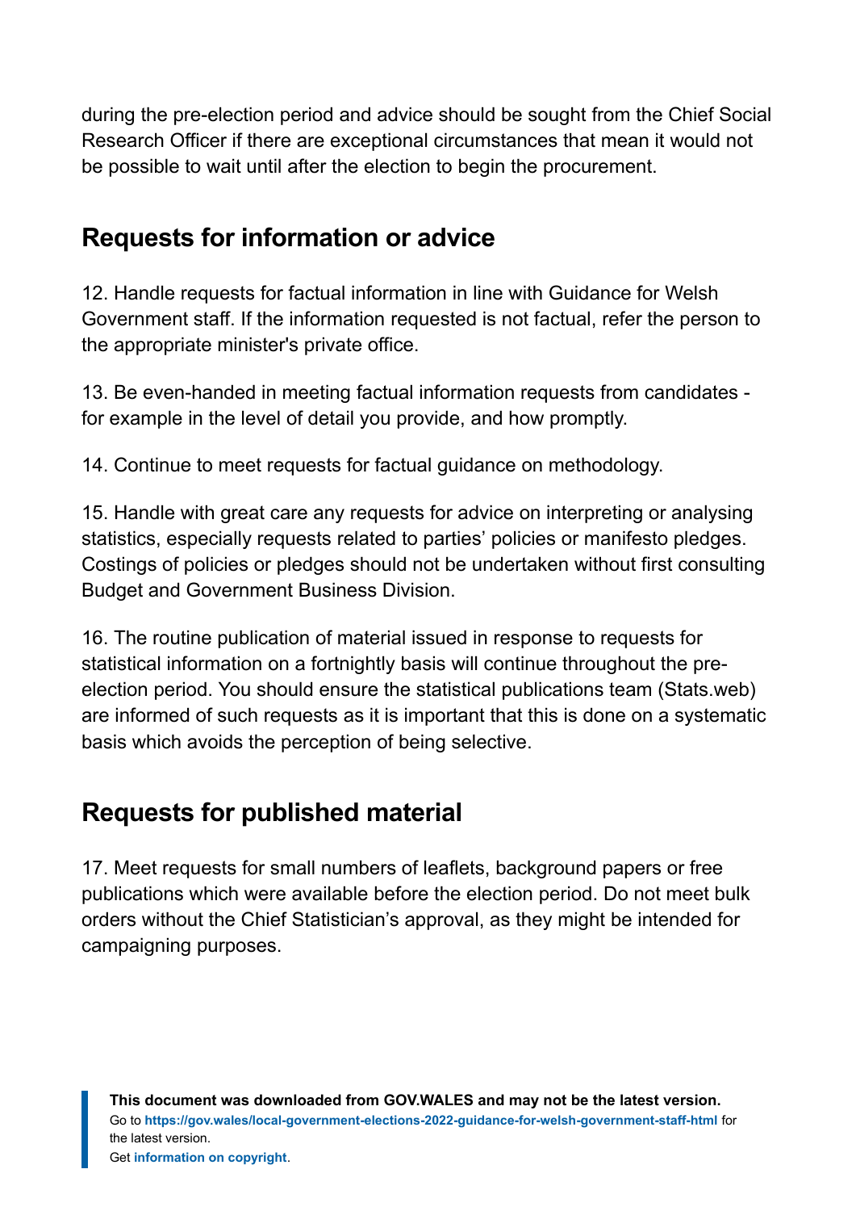during the pre-election period and advice should be sought from the Chief Social Research Officer if there are exceptional circumstances that mean it would not be possible to wait until after the election to begin the procurement.

## Requests for information or advice

12. Handle requests for factual information in line with Guidance for Welsh Government staff. If the information requested is not factual, refer the person to the appropriate minister's private office.

13. Be even-handed in meeting factual information requests from candidates - for example in the level of detail you provide, and how promptly.

14. Continue to meet requests for factual guidance on methodology.

15. Handle with great care any requests for advice on interpreting or analysing statistics, especially requests related to parties' policies or manifesto pledges. Costings of policies or pledges should not be undertaken without first consulting Budget and Government Business Division.

16. The routine publication of material issued in response to requests for statistical information on a fortnightly basis will continue throughout the pre-election period. You should ensure the statistical publications team (Stats.web) are informed of such requests as it is important that this is done on a systematic basis which avoids the perception of being selective.

## Requests for published material

17. Meet requests for small numbers of leaflets, background papers or free publications which were available before the election period. Do not meet bulk orders without the Chief Statistician's approval, as they might be intended for campaigning purposes.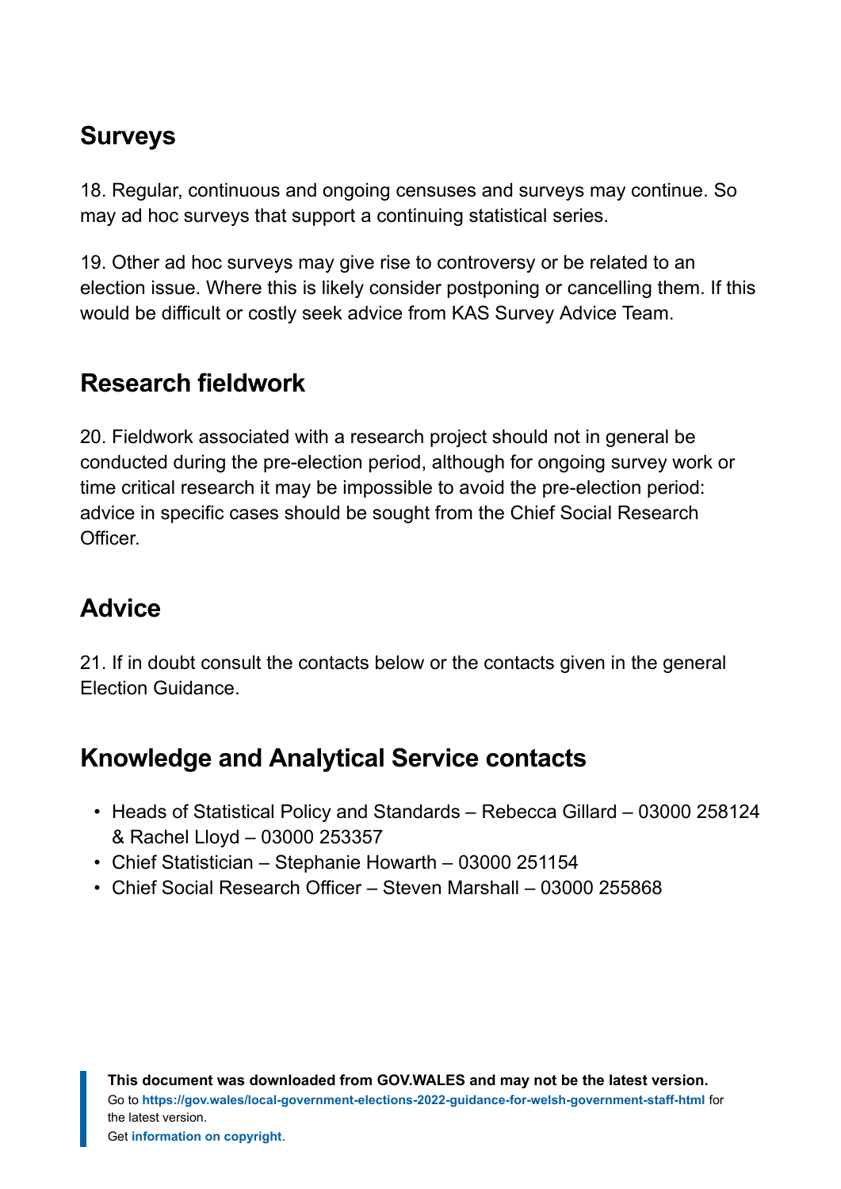## Surveys

18. Regular, continuous and ongoing censuses and surveys may continue. So may ad hoc surveys that support a continuing statistical series.

19. Other ad hoc surveys may give rise to controversy or be related to an election issue. Where this is likely consider postponing or cancelling them. If this would be difficult or costly seek advice from KAS Survey Advice Team.

## Research fieldwork

20. Fieldwork associated with a research project should not in general be conducted during the pre-election period, although for ongoing survey work or time critical research it may be impossible to avoid the pre-election period: advice in specific cases should be sought from the Chief Social Research Officer.

## Advice

21. If in doubt consult the contacts below or the contacts given in the general Election Guidance.

## Knowledge and Analytical Service contacts

- Heads of Statistical Policy and Standards – Rebecca Gillard – 03000 258124 & Rachel Lloyd – 03000 253357
- Chief Statistician – Stephanie Howarth – 03000 251154
- Chief Social Research Officer – Steven Marshall – 03000 255868

**This document was downloaded from GOV.WALES and may not be the latest version.**
Go to **https://gov.wales/local-government-elections-2022-guidance-for-welsh-government-staff-html** for the latest version.
Get **information on copyright**.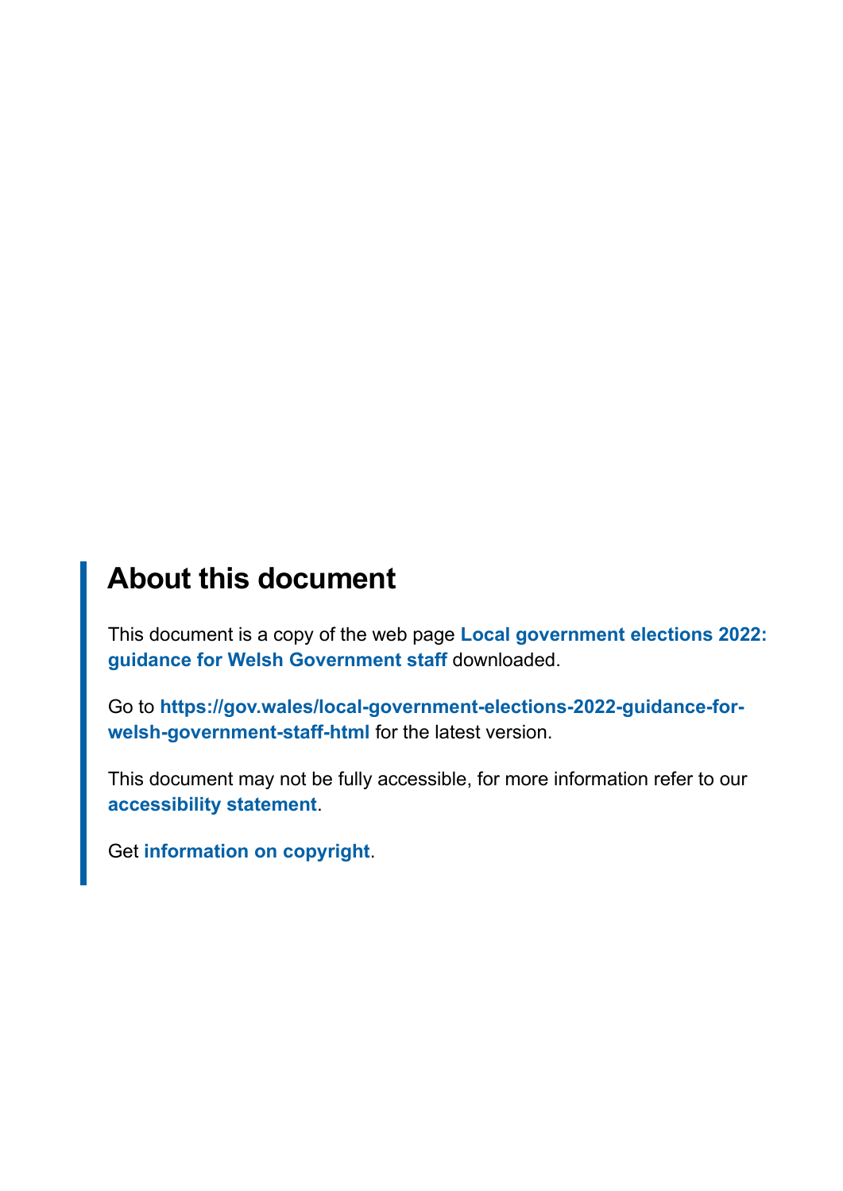## About this document

This document is a copy of the web page **Local government elections 2022: guidance for Welsh Government staff** downloaded.

Go to **https://gov.wales/local-government-elections-2022-guidance-for-welsh-government-staff-html** for the latest version.

This document may not be fully accessible, for more information refer to our **accessibility statement**.

Get **information on copyright**.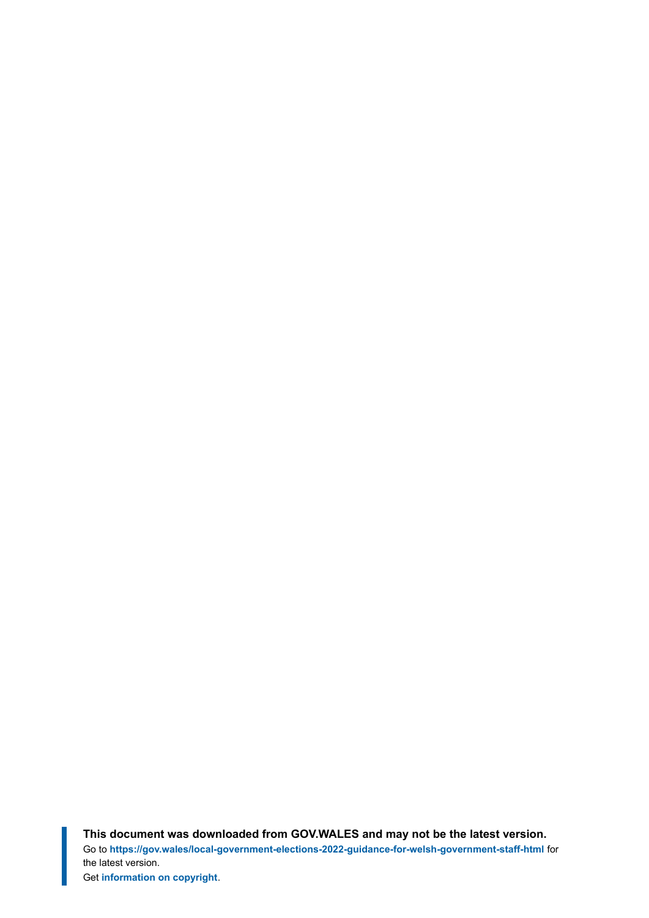**This document was downloaded from GOV.WALES and may not be the latest version.**

Go to **https://gov.wales/local-government-elections-2022-guidance-for-welsh-government-staff-html** for the latest version.

Get **information on copyright**.